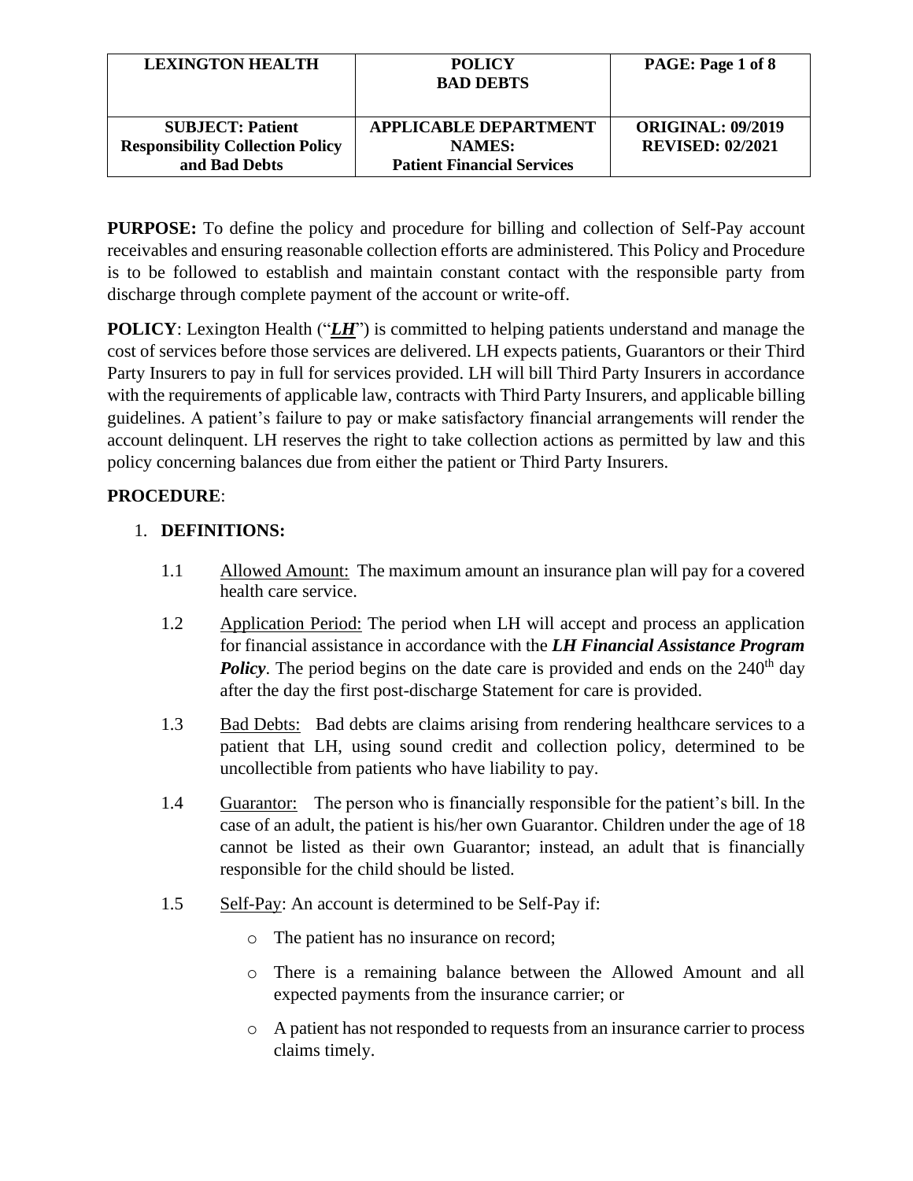| LEXINGTON HEALTH | POLICY<br>BAD DEBTS | PAGE: Page 1 of 8 |
|---|---|---|
| SUBJECT: Patient Responsibility Collection Policy and Bad Debts | APPLICABLE DEPARTMENT NAMES:<br>Patient Financial Services | ORIGINAL: 09/2019<br>REVISED: 02/2021 |

**PURPOSE:** To define the policy and procedure for billing and collection of Self-Pay account receivables and ensuring reasonable collection efforts are administered. This Policy and Procedure is to be followed to establish and maintain constant contact with the responsible party from discharge through complete payment of the account or write-off.

**POLICY**: Lexington Health ("***LH***") is committed to helping patients understand and manage the cost of services before those services are delivered. LH expects patients, Guarantors or their Third Party Insurers to pay in full for services provided. LH will bill Third Party Insurers in accordance with the requirements of applicable law, contracts with Third Party Insurers, and applicable billing guidelines. A patient's failure to pay or make satisfactory financial arrangements will render the account delinquent. LH reserves the right to take collection actions as permitted by law and this policy concerning balances due from either the patient or Third Party Insurers.

**PROCEDURE**:

1. **DEFINITIONS:**

   1.1 Allowed Amount: The maximum amount an insurance plan will pay for a covered health care service.

   1.2 Application Period: The period when LH will accept and process an application for financial assistance in accordance with the ***LH Financial Assistance Program Policy***. The period begins on the date care is provided and ends on the 240th day after the day the first post-discharge Statement for care is provided.

   1.3 Bad Debts: Bad debts are claims arising from rendering healthcare services to a patient that LH, using sound credit and collection policy, determined to be uncollectible from patients who have liability to pay.

   1.4 Guarantor: The person who is financially responsible for the patient's bill. In the case of an adult, the patient is his/her own Guarantor. Children under the age of 18 cannot be listed as their own Guarantor; instead, an adult that is financially responsible for the child should be listed.

   1.5 Self-Pay: An account is determined to be Self-Pay if:

   - The patient has no insurance on record;
   - There is a remaining balance between the Allowed Amount and all expected payments from the insurance carrier; or
   - A patient has not responded to requests from an insurance carrier to process claims timely.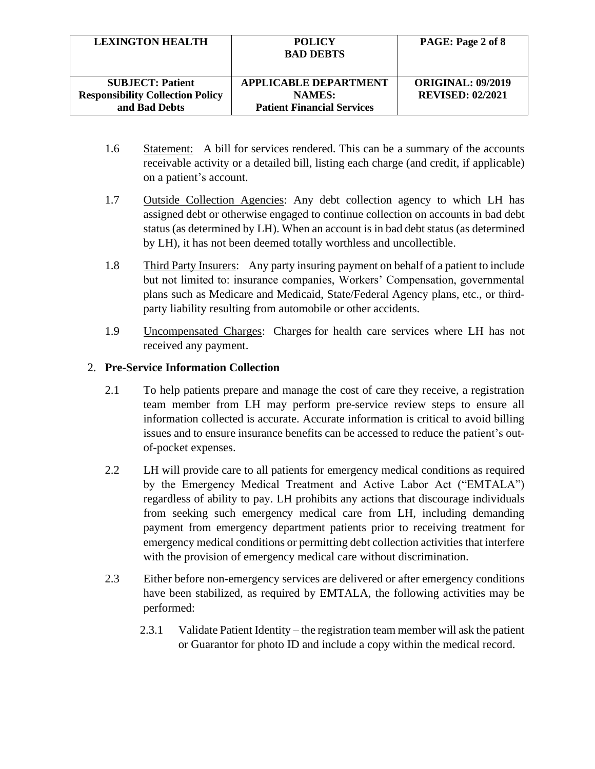1.6 Statement: A bill for services rendered. This can be a summary of the accounts receivable activity or a detailed bill, listing each charge (and credit, if applicable) on a patient's account.

1.7 Outside Collection Agencies: Any debt collection agency to which LH has assigned debt or otherwise engaged to continue collection on accounts in bad debt status (as determined by LH). When an account is in bad debt status (as determined by LH), it has not been deemed totally worthless and uncollectible.

1.8 Third Party Insurers: Any party insuring payment on behalf of a patient to include but not limited to: insurance companies, Workers' Compensation, governmental plans such as Medicare and Medicaid, State/Federal Agency plans, etc., or third-party liability resulting from automobile or other accidents.

1.9 Uncompensated Charges: Charges for health care services where LH has not received any payment.

2. **Pre-Service Information Collection**

2.1 To help patients prepare and manage the cost of care they receive, a registration team member from LH may perform pre-service review steps to ensure all information collected is accurate. Accurate information is critical to avoid billing issues and to ensure insurance benefits can be accessed to reduce the patient's out-of-pocket expenses.

2.2 LH will provide care to all patients for emergency medical conditions as required by the Emergency Medical Treatment and Active Labor Act ("EMTALA") regardless of ability to pay. LH prohibits any actions that discourage individuals from seeking such emergency medical care from LH, including demanding payment from emergency department patients prior to receiving treatment for emergency medical conditions or permitting debt collection activities that interfere with the provision of emergency medical care without discrimination.

2.3 Either before non-emergency services are delivered or after emergency conditions have been stabilized, as required by EMTALA, the following activities may be performed:

2.3.1 Validate Patient Identity – the registration team member will ask the patient or Guarantor for photo ID and include a copy within the medical record.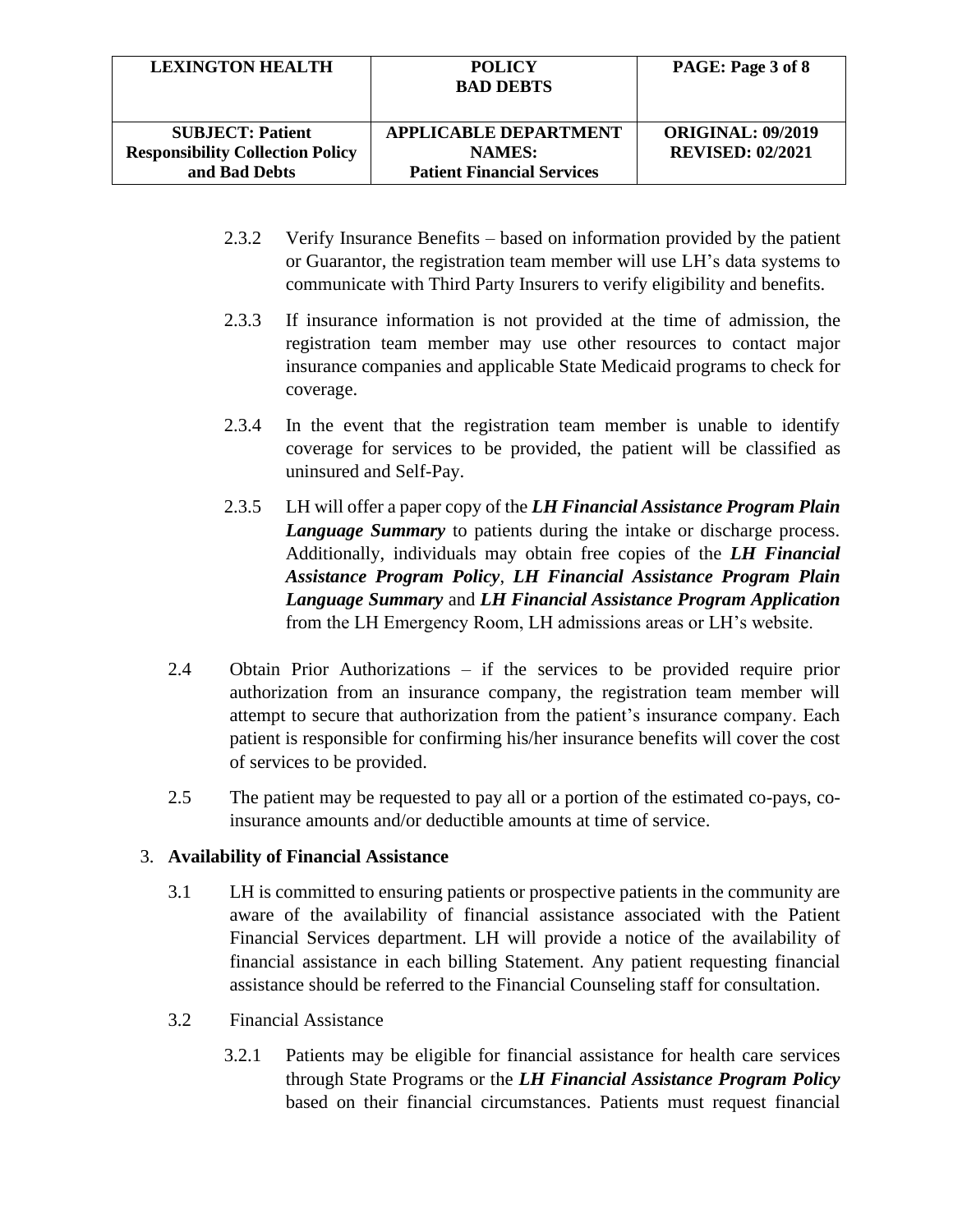2.3.2 Verify Insurance Benefits – based on information provided by the patient or Guarantor, the registration team member will use LH's data systems to communicate with Third Party Insurers to verify eligibility and benefits.

2.3.3 If insurance information is not provided at the time of admission, the registration team member may use other resources to contact major insurance companies and applicable State Medicaid programs to check for coverage.

2.3.4 In the event that the registration team member is unable to identify coverage for services to be provided, the patient will be classified as uninsured and Self-Pay.

2.3.5 LH will offer a paper copy of the ***LH Financial Assistance Program Plain Language Summary*** to patients during the intake or discharge process. Additionally, individuals may obtain free copies of the ***LH Financial Assistance Program Policy***, ***LH Financial Assistance Program Plain Language Summary*** and ***LH Financial Assistance Program Application*** from the LH Emergency Room, LH admissions areas or LH's website.

2.4 Obtain Prior Authorizations – if the services to be provided require prior authorization from an insurance company, the registration team member will attempt to secure that authorization from the patient's insurance company. Each patient is responsible for confirming his/her insurance benefits will cover the cost of services to be provided.

2.5 The patient may be requested to pay all or a portion of the estimated co-pays, co-insurance amounts and/or deductible amounts at time of service.

3. **Availability of Financial Assistance**

3.1 LH is committed to ensuring patients or prospective patients in the community are aware of the availability of financial assistance associated with the Patient Financial Services department. LH will provide a notice of the availability of financial assistance in each billing Statement. Any patient requesting financial assistance should be referred to the Financial Counseling staff for consultation.

3.2 Financial Assistance

3.2.1 Patients may be eligible for financial assistance for health care services through State Programs or the ***LH Financial Assistance Program Policy*** based on their financial circumstances. Patients must request financial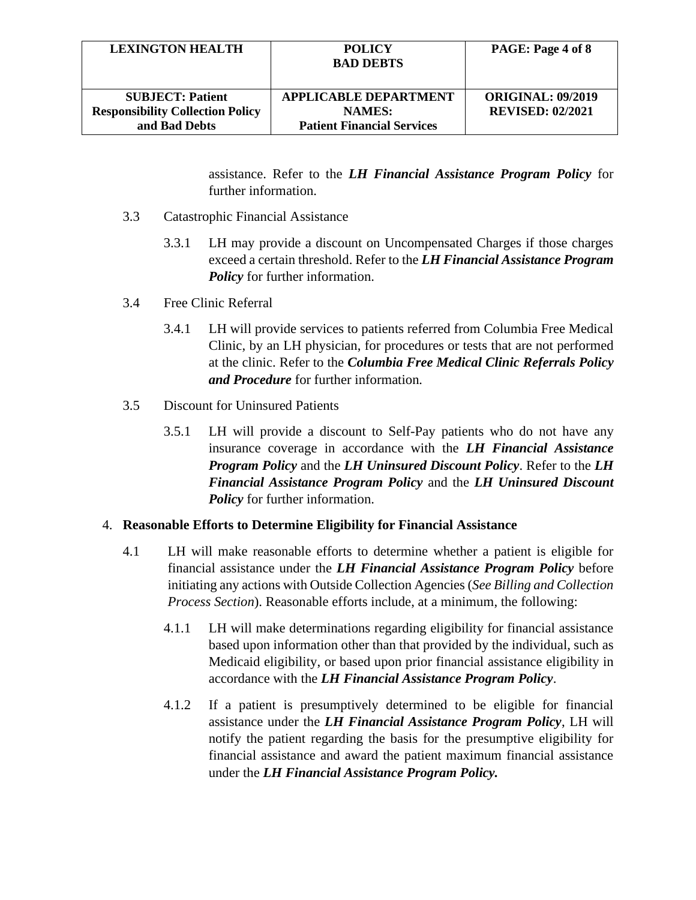assistance. Refer to the ***LH Financial Assistance Program Policy*** for further information.

3.3 Catastrophic Financial Assistance

3.3.1 LH may provide a discount on Uncompensated Charges if those charges exceed a certain threshold. Refer to the ***LH Financial Assistance Program Policy*** for further information.

3.4 Free Clinic Referral

3.4.1 LH will provide services to patients referred from Columbia Free Medical Clinic, by an LH physician, for procedures or tests that are not performed at the clinic. Refer to the ***Columbia Free Medical Clinic Referrals Policy and Procedure*** for further information.

3.5 Discount for Uninsured Patients

3.5.1 LH will provide a discount to Self-Pay patients who do not have any insurance coverage in accordance with the ***LH Financial Assistance Program Policy*** and the ***LH Uninsured Discount Policy***. Refer to the ***LH Financial Assistance Program Policy*** and the ***LH Uninsured Discount Policy*** for further information.

## 4. Reasonable Efforts to Determine Eligibility for Financial Assistance

4.1 LH will make reasonable efforts to determine whether a patient is eligible for financial assistance under the ***LH Financial Assistance Program Policy*** before initiating any actions with Outside Collection Agencies (*See Billing and Collection Process Section*). Reasonable efforts include, at a minimum, the following:

4.1.1 LH will make determinations regarding eligibility for financial assistance based upon information other than that provided by the individual, such as Medicaid eligibility, or based upon prior financial assistance eligibility in accordance with the ***LH Financial Assistance Program Policy***.

4.1.2 If a patient is presumptively determined to be eligible for financial assistance under the ***LH Financial Assistance Program Policy***, LH will notify the patient regarding the basis for the presumptive eligibility for financial assistance and award the patient maximum financial assistance under the ***LH Financial Assistance Program Policy.***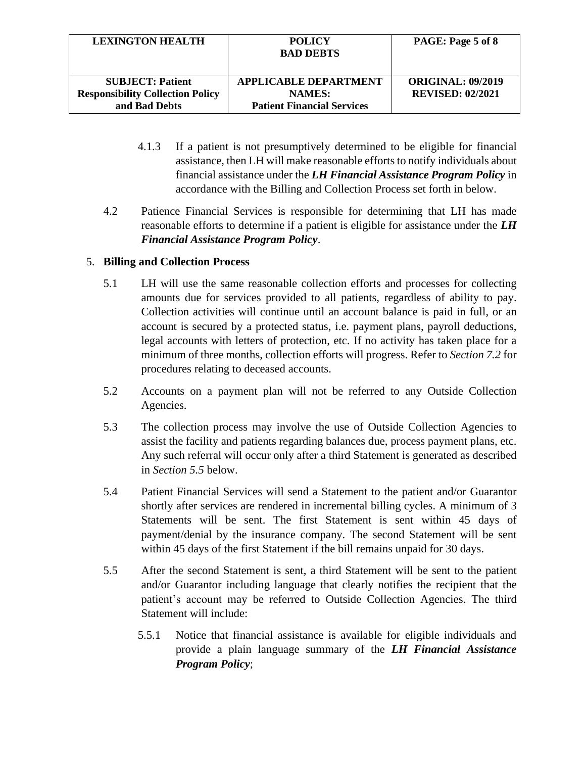4.1.3 If a patient is not presumptively determined to be eligible for financial assistance, then LH will make reasonable efforts to notify individuals about financial assistance under the ***LH Financial Assistance Program Policy*** in accordance with the Billing and Collection Process set forth in below.

4.2 Patience Financial Services is responsible for determining that LH has made reasonable efforts to determine if a patient is eligible for assistance under the ***LH Financial Assistance Program Policy***.

5. **Billing and Collection Process**

5.1 LH will use the same reasonable collection efforts and processes for collecting amounts due for services provided to all patients, regardless of ability to pay. Collection activities will continue until an account balance is paid in full, or an account is secured by a protected status, i.e. payment plans, payroll deductions, legal accounts with letters of protection, etc. If no activity has taken place for a minimum of three months, collection efforts will progress. Refer to *Section 7.2* for procedures relating to deceased accounts.

5.2 Accounts on a payment plan will not be referred to any Outside Collection Agencies.

5.3 The collection process may involve the use of Outside Collection Agencies to assist the facility and patients regarding balances due, process payment plans, etc. Any such referral will occur only after a third Statement is generated as described in *Section 5.5* below.

5.4 Patient Financial Services will send a Statement to the patient and/or Guarantor shortly after services are rendered in incremental billing cycles. A minimum of 3 Statements will be sent. The first Statement is sent within 45 days of payment/denial by the insurance company. The second Statement will be sent within 45 days of the first Statement if the bill remains unpaid for 30 days.

5.5 After the second Statement is sent, a third Statement will be sent to the patient and/or Guarantor including language that clearly notifies the recipient that the patient's account may be referred to Outside Collection Agencies. The third Statement will include:

5.5.1 Notice that financial assistance is available for eligible individuals and provide a plain language summary of the ***LH Financial Assistance Program Policy***;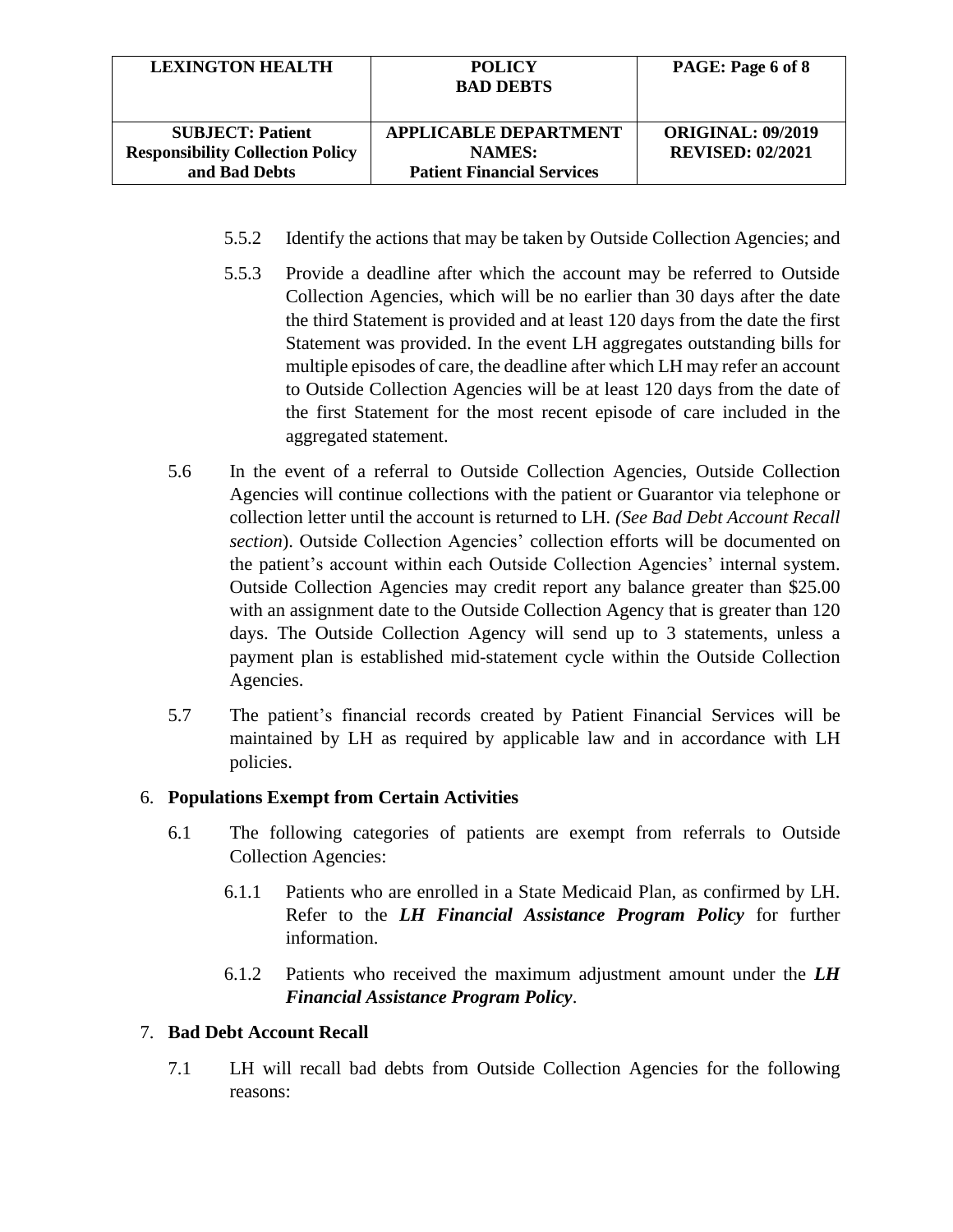5.5.2 Identify the actions that may be taken by Outside Collection Agencies; and

5.5.3 Provide a deadline after which the account may be referred to Outside Collection Agencies, which will be no earlier than 30 days after the date the third Statement is provided and at least 120 days from the date the first Statement was provided. In the event LH aggregates outstanding bills for multiple episodes of care, the deadline after which LH may refer an account to Outside Collection Agencies will be at least 120 days from the date of the first Statement for the most recent episode of care included in the aggregated statement.

5.6 In the event of a referral to Outside Collection Agencies, Outside Collection Agencies will continue collections with the patient or Guarantor via telephone or collection letter until the account is returned to LH. *(See Bad Debt Account Recall section*). Outside Collection Agencies' collection efforts will be documented on the patient's account within each Outside Collection Agencies' internal system. Outside Collection Agencies may credit report any balance greater than $25.00 with an assignment date to the Outside Collection Agency that is greater than 120 days. The Outside Collection Agency will send up to 3 statements, unless a payment plan is established mid-statement cycle within the Outside Collection Agencies.

5.7 The patient's financial records created by Patient Financial Services will be maintained by LH as required by applicable law and in accordance with LH policies.

## 6. Populations Exempt from Certain Activities

6.1 The following categories of patients are exempt from referrals to Outside Collection Agencies:

6.1.1 Patients who are enrolled in a State Medicaid Plan, as confirmed by LH. Refer to the ***LH Financial Assistance Program Policy*** for further information.

6.1.2 Patients who received the maximum adjustment amount under the ***LH Financial Assistance Program Policy***.

## 7. Bad Debt Account Recall

7.1 LH will recall bad debts from Outside Collection Agencies for the following reasons: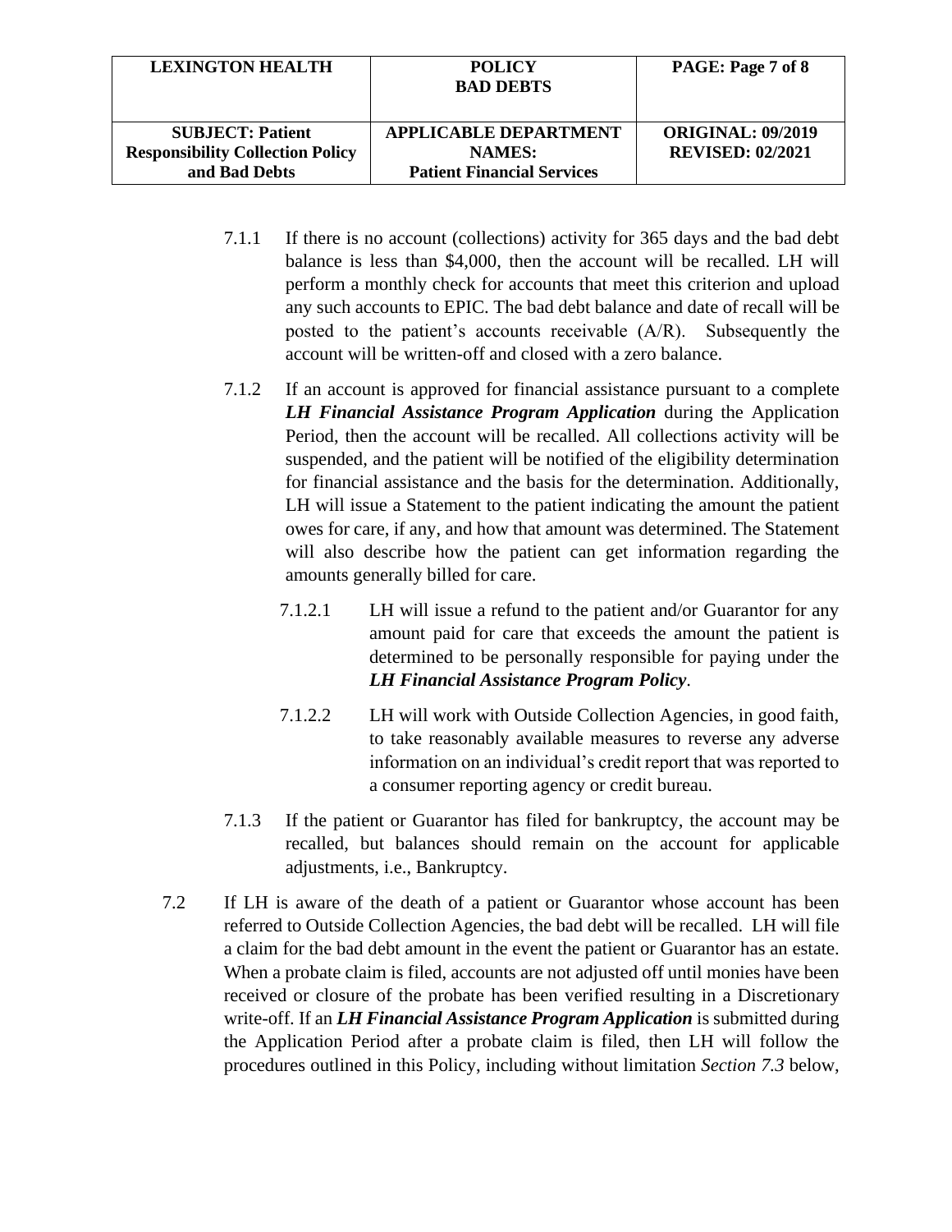7.1.1 If there is no account (collections) activity for 365 days and the bad debt balance is less than $4,000, then the account will be recalled. LH will perform a monthly check for accounts that meet this criterion and upload any such accounts to EPIC. The bad debt balance and date of recall will be posted to the patient's accounts receivable (A/R). Subsequently the account will be written-off and closed with a zero balance.

7.1.2 If an account is approved for financial assistance pursuant to a complete ***LH Financial Assistance Program Application*** during the Application Period, then the account will be recalled. All collections activity will be suspended, and the patient will be notified of the eligibility determination for financial assistance and the basis for the determination. Additionally, LH will issue a Statement to the patient indicating the amount the patient owes for care, if any, and how that amount was determined. The Statement will also describe how the patient can get information regarding the amounts generally billed for care.

7.1.2.1 LH will issue a refund to the patient and/or Guarantor for any amount paid for care that exceeds the amount the patient is determined to be personally responsible for paying under the ***LH Financial Assistance Program Policy***.

7.1.2.2 LH will work with Outside Collection Agencies, in good faith, to take reasonably available measures to reverse any adverse information on an individual's credit report that was reported to a consumer reporting agency or credit bureau.

7.1.3 If the patient or Guarantor has filed for bankruptcy, the account may be recalled, but balances should remain on the account for applicable adjustments, i.e., Bankruptcy.

7.2 If LH is aware of the death of a patient or Guarantor whose account has been referred to Outside Collection Agencies, the bad debt will be recalled. LH will file a claim for the bad debt amount in the event the patient or Guarantor has an estate. When a probate claim is filed, accounts are not adjusted off until monies have been received or closure of the probate has been verified resulting in a Discretionary write-off. If an ***LH Financial Assistance Program Application*** is submitted during the Application Period after a probate claim is filed, then LH will follow the procedures outlined in this Policy, including without limitation *Section 7.3* below,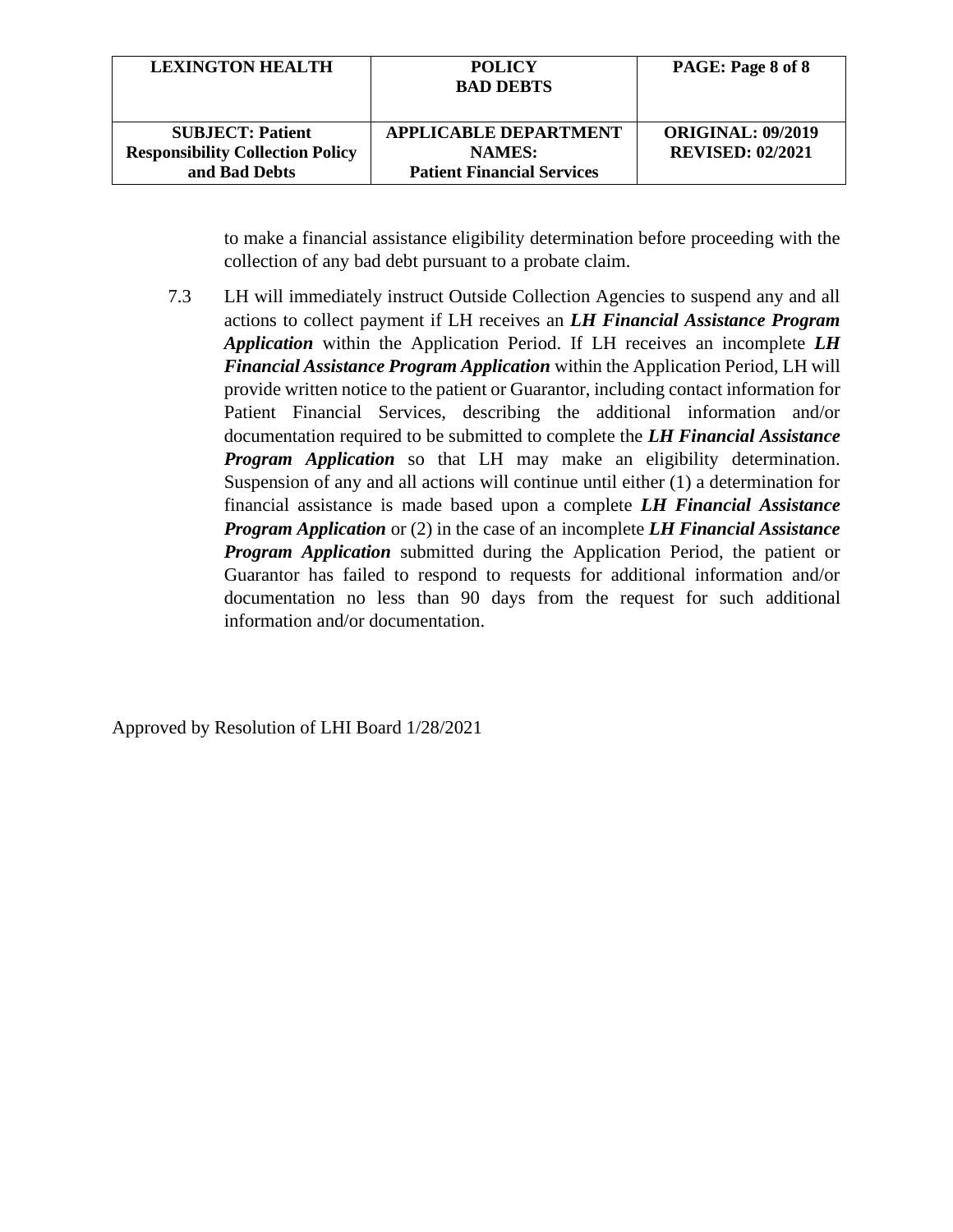to make a financial assistance eligibility determination before proceeding with the collection of any bad debt pursuant to a probate claim.

7.3 LH will immediately instruct Outside Collection Agencies to suspend any and all actions to collect payment if LH receives an ***LH Financial Assistance Program Application*** within the Application Period. If LH receives an incomplete ***LH Financial Assistance Program Application*** within the Application Period, LH will provide written notice to the patient or Guarantor, including contact information for Patient Financial Services, describing the additional information and/or documentation required to be submitted to complete the ***LH Financial Assistance Program Application*** so that LH may make an eligibility determination. Suspension of any and all actions will continue until either (1) a determination for financial assistance is made based upon a complete ***LH Financial Assistance Program Application*** or (2) in the case of an incomplete ***LH Financial Assistance Program Application*** submitted during the Application Period, the patient or Guarantor has failed to respond to requests for additional information and/or documentation no less than 90 days from the request for such additional information and/or documentation.

Approved by Resolution of LHI Board 1/28/2021